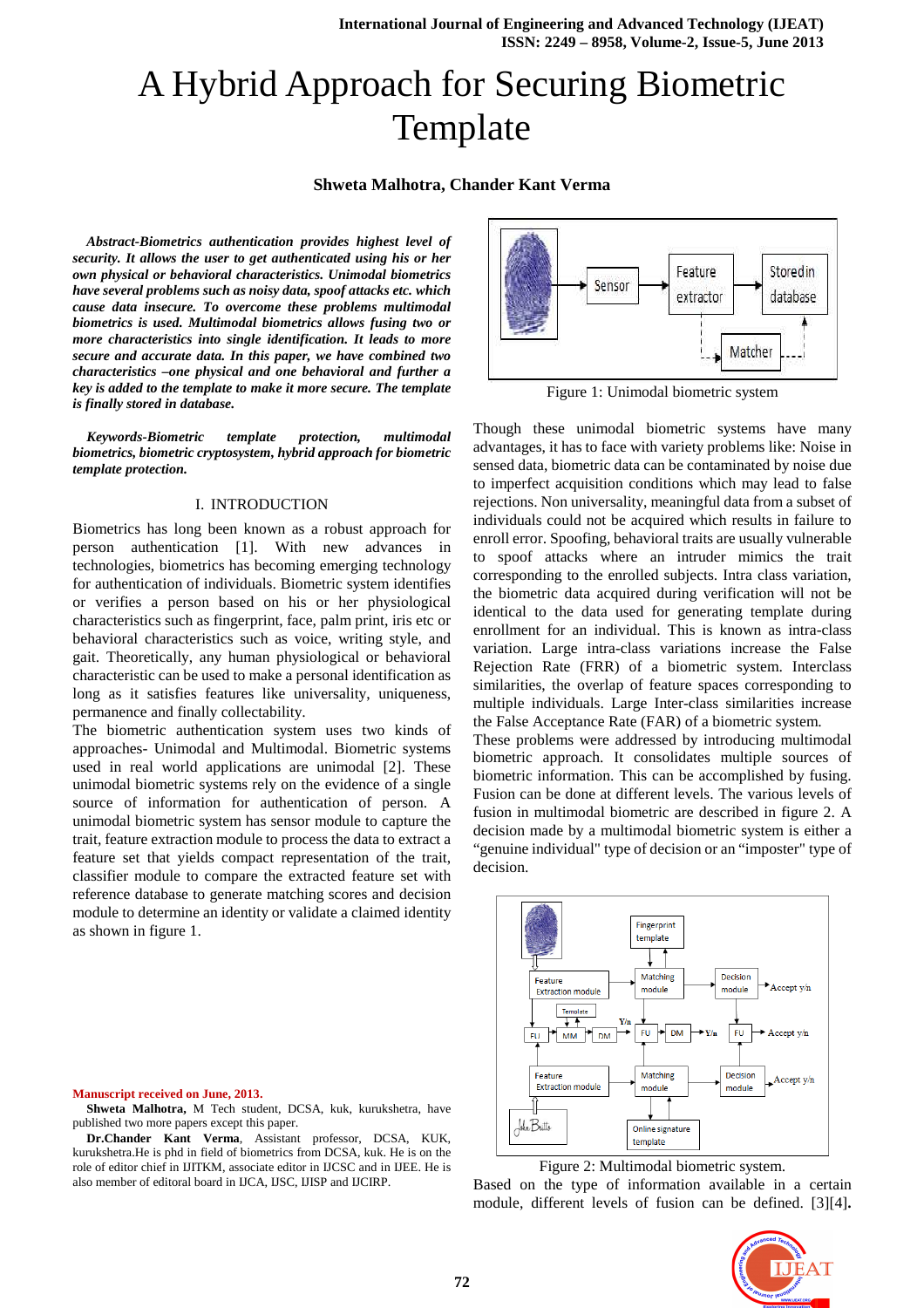# A Hybrid Approach for Securing Biometric Template

**Shweta Malhotra, Chander Kant Verma**

***Abstract-Biometrics authentication provides highest level of security. It allows the user to get authenticated using his or her own physical or behavioral characteristics. Unimodal biometrics have several problems such as noisy data, spoof attacks etc. which cause data insecure. To overcome these problems multimodal biometrics is used. Multimodal biometrics allows fusing two or more characteristics into single identification. It leads to more secure and accurate data. In this paper, we have combined two characteristics –one physical and one behavioral and further a key is added to the template to make it more secure. The template is finally stored in database.***

***Keywords-Biometric template protection, multimodal biometrics, biometric cryptosystem, hybrid approach for biometric template protection.***

## I. INTRODUCTION

Biometrics has long been known as a robust approach for person authentication [1]. With new advances in technologies, biometrics has becoming emerging technology for authentication of individuals. Biometric system identifies or verifies a person based on his or her physiological characteristics such as fingerprint, face, palm print, iris etc or behavioral characteristics such as voice, writing style, and gait. Theoretically, any human physiological or behavioral characteristic can be used to make a personal identification as long as it satisfies features like universality, uniqueness, permanence and finally collectability.

The biometric authentication system uses two kinds of approaches- Unimodal and Multimodal. Biometric systems used in real world applications are unimodal [2]. These unimodal biometric systems rely on the evidence of a single source of information for authentication of person. A unimodal biometric system has sensor module to capture the trait, feature extraction module to process the data to extract a feature set that yields compact representation of the trait, classifier module to compare the extracted feature set with reference database to generate matching scores and decision module to determine an identity or validate a claimed identity as shown in figure 1.

Figure 1: Unimodal biometric system

Though these unimodal biometric systems have many advantages, it has to face with variety problems like: Noise in sensed data, biometric data can be contaminated by noise due to imperfect acquisition conditions which may lead to false rejections. Non universality, meaningful data from a subset of individuals could not be acquired which results in failure to enroll error. Spoofing, behavioral traits are usually vulnerable to spoof attacks where an intruder mimics the trait corresponding to the enrolled subjects. Intra class variation, the biometric data acquired during verification will not be identical to the data used for generating template during enrollment for an individual. This is known as intra-class variation. Large intra-class variations increase the False Rejection Rate (FRR) of a biometric system. Interclass similarities, the overlap of feature spaces corresponding to multiple individuals. Large Inter-class similarities increase the False Acceptance Rate (FAR) of a biometric system.

These problems were addressed by introducing multimodal biometric approach. It consolidates multiple sources of biometric information. This can be accomplished by fusing. Fusion can be done at different levels. The various levels of fusion in multimodal biometric are described in figure 2. A decision made by a multimodal biometric system is either a "genuine individual" type of decision or an "imposter" type of decision.

Figure 2: Multimodal biometric system.

Based on the type of information available in a certain module, different levels of fusion can be defined. [3][4].

**Manuscript received on June, 2013.**

**Shweta Malhotra,** M Tech student, DCSA, kuk, kurukshetra, have published two more papers except this paper.

**Dr.Chander Kant Verma**, Assistant professor, DCSA, KUK, kurukshetra.He is phd in field of biometrics from DCSA, kuk. He is on the role of editor chief in IJITKM, associate editor in IJCSC and in IJEE. He is also member of editoral board in IJCA, IJSC, IJISP and IJCIRP.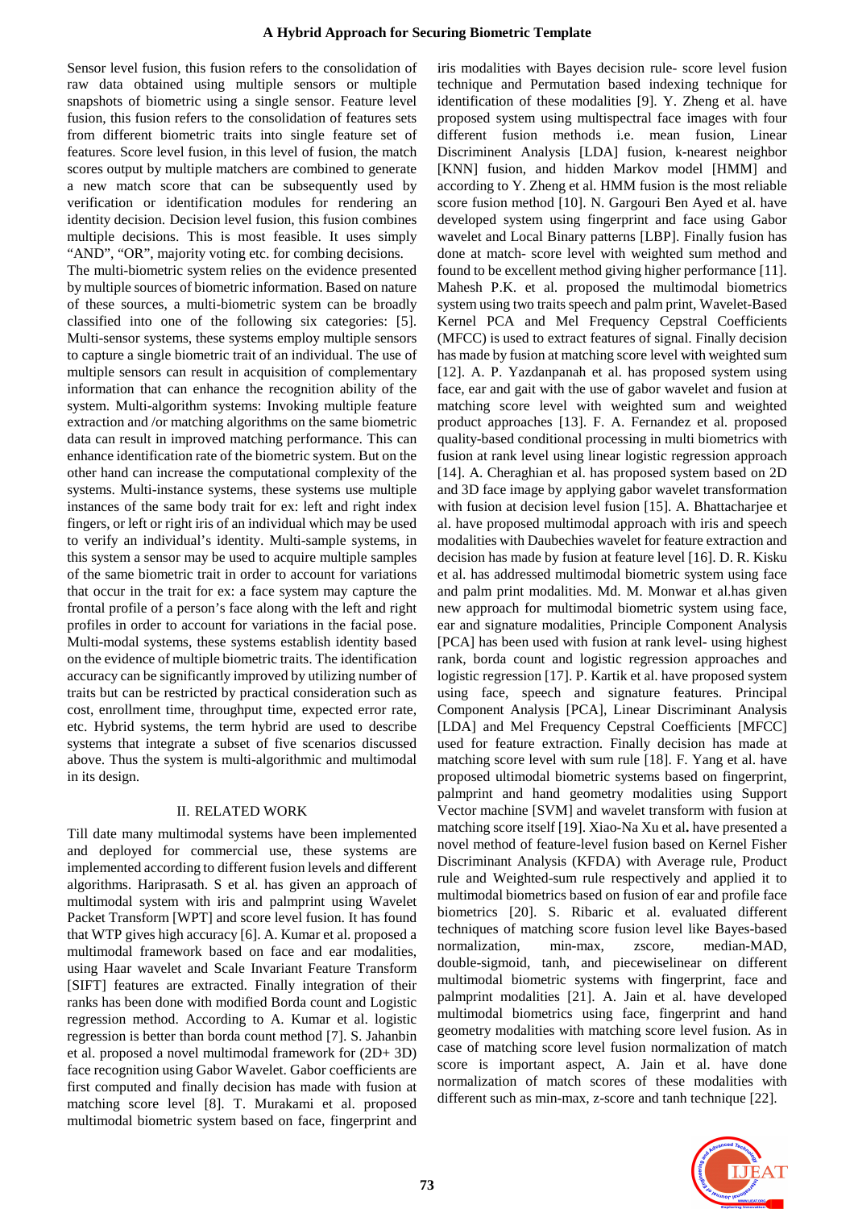Sensor level fusion, this fusion refers to the consolidation of raw data obtained using multiple sensors or multiple snapshots of biometric using a single sensor. Feature level fusion, this fusion refers to the consolidation of features sets from different biometric traits into single feature set of features. Score level fusion, in this level of fusion, the match scores output by multiple matchers are combined to generate a new match score that can be subsequently used by verification or identification modules for rendering an identity decision. Decision level fusion, this fusion combines multiple decisions. This is most feasible. It uses simply "AND", "OR", majority voting etc. for combing decisions.

The multi-biometric system relies on the evidence presented by multiple sources of biometric information. Based on nature of these sources, a multi-biometric system can be broadly classified into one of the following six categories: [5]. Multi-sensor systems, these systems employ multiple sensors to capture a single biometric trait of an individual. The use of multiple sensors can result in acquisition of complementary information that can enhance the recognition ability of the system. Multi-algorithm systems: Invoking multiple feature extraction and /or matching algorithms on the same biometric data can result in improved matching performance. This can enhance identification rate of the biometric system. But on the other hand can increase the computational complexity of the systems. Multi-instance systems, these systems use multiple instances of the same body trait for ex: left and right index fingers, or left or right iris of an individual which may be used to verify an individual's identity. Multi-sample systems, in this system a sensor may be used to acquire multiple samples of the same biometric trait in order to account for variations that occur in the trait for ex: a face system may capture the frontal profile of a person's face along with the left and right profiles in order to account for variations in the facial pose. Multi-modal systems, these systems establish identity based on the evidence of multiple biometric traits. The identification accuracy can be significantly improved by utilizing number of traits but can be restricted by practical consideration such as cost, enrollment time, throughput time, expected error rate, etc. Hybrid systems, the term hybrid are used to describe systems that integrate a subset of five scenarios discussed above. Thus the system is multi-algorithmic and multimodal in its design.

## II. RELATED WORK

Till date many multimodal systems have been implemented and deployed for commercial use, these systems are implemented according to different fusion levels and different algorithms. Hariprasath. S et al. has given an approach of multimodal system with iris and palmprint using Wavelet Packet Transform [WPT] and score level fusion. It has found that WTP gives high accuracy [6]. A. Kumar et al. proposed a multimodal framework based on face and ear modalities, using Haar wavelet and Scale Invariant Feature Transform [SIFT] features are extracted. Finally integration of their ranks has been done with modified Borda count and Logistic regression method. According to A. Kumar et al. logistic regression is better than borda count method [7]. S. Jahanbin et al. proposed a novel multimodal framework for (2D+ 3D) face recognition using Gabor Wavelet. Gabor coefficients are first computed and finally decision has made with fusion at matching score level [8]. T. Murakami et al. proposed multimodal biometric system based on face, fingerprint and iris modalities with Bayes decision rule- score level fusion technique and Permutation based indexing technique for identification of these modalities [9]. Y. Zheng et al. have proposed system using multispectral face images with four different fusion methods i.e. mean fusion, Linear Discriminent Analysis [LDA] fusion, k-nearest neighbor [KNN] fusion, and hidden Markov model [HMM] and according to Y. Zheng et al. HMM fusion is the most reliable score fusion method [10]. N. Gargouri Ben Ayed et al. have developed system using fingerprint and face using Gabor wavelet and Local Binary patterns [LBP]. Finally fusion has done at match- score level with weighted sum method and found to be excellent method giving higher performance [11]. Mahesh P.K. et al. proposed the multimodal biometrics system using two traits speech and palm print, Wavelet-Based Kernel PCA and Mel Frequency Cepstral Coefficients (MFCC) is used to extract features of signal. Finally decision has made by fusion at matching score level with weighted sum [12]. A. P. Yazdanpanah et al. has proposed system using face, ear and gait with the use of gabor wavelet and fusion at matching score level with weighted sum and weighted product approaches [13]. F. A. Fernandez et al. proposed quality-based conditional processing in multi biometrics with fusion at rank level using linear logistic regression approach [14]. A. Cheraghian et al. has proposed system based on 2D and 3D face image by applying gabor wavelet transformation with fusion at decision level fusion [15]. A. Bhattacharjee et al. have proposed multimodal approach with iris and speech modalities with Daubechies wavelet for feature extraction and decision has made by fusion at feature level [16]. D. R. Kisku et al. has addressed multimodal biometric system using face and palm print modalities. Md. M. Monwar et al.has given new approach for multimodal biometric system using face, ear and signature modalities, Principle Component Analysis [PCA] has been used with fusion at rank level- using highest rank, borda count and logistic regression approaches and logistic regression [17]. P. Kartik et al. have proposed system using face, speech and signature features. Principal Component Analysis [PCA], Linear Discriminant Analysis [LDA] and Mel Frequency Cepstral Coefficients [MFCC] used for feature extraction. Finally decision has made at matching score level with sum rule [18]. F. Yang et al. have proposed ultimodal biometric systems based on fingerprint, palmprint and hand geometry modalities using Support Vector machine [SVM] and wavelet transform with fusion at matching score itself [19]. Xiao-Na Xu et al**.** have presented a novel method of feature-level fusion based on Kernel Fisher Discriminant Analysis (KFDA) with Average rule, Product rule and Weighted-sum rule respectively and applied it to multimodal biometrics based on fusion of ear and profile face biometrics [20]. S. Ribaric et al. evaluated different techniques of matching score fusion level like Bayes-based normalization, min-max, zscore, median-MAD, double-sigmoid, tanh, and piecewiselinear on different multimodal biometric systems with fingerprint, face and palmprint modalities [21]. A. Jain et al. have developed multimodal biometrics using face, fingerprint and hand geometry modalities with matching score level fusion. As in case of matching score level fusion normalization of match score is important aspect, A. Jain et al. have done normalization of match scores of these modalities with different such as min-max, z-score and tanh technique [22].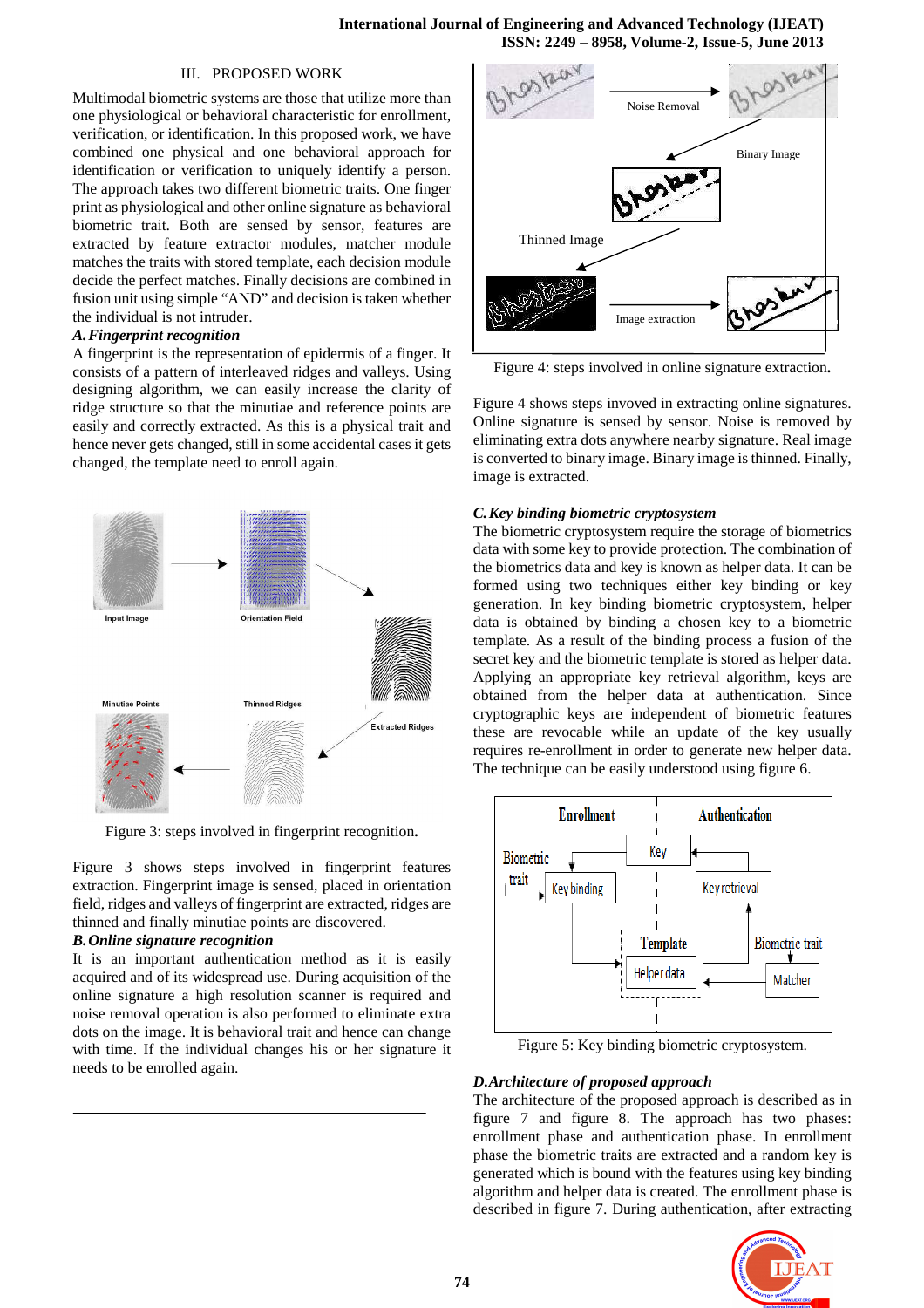## III. PROPOSED WORK

Multimodal biometric systems are those that utilize more than one physiological or behavioral characteristic for enrollment, verification, or identification. In this proposed work, we have combined one physical and one behavioral approach for identification or verification to uniquely identify a person. The approach takes two different biometric traits. One finger print as physiological and other online signature as behavioral biometric trait. Both are sensed by sensor, features are extracted by feature extractor modules, matcher module matches the traits with stored template, each decision module decide the perfect matches. Finally decisions are combined in fusion unit using simple "AND" and decision is taken whether the individual is not intruder.

### *A. Fingerprint recognition*

A fingerprint is the representation of epidermis of a finger. It consists of a pattern of interleaved ridges and valleys. Using designing algorithm, we can easily increase the clarity of ridge structure so that the minutiae and reference points are easily and correctly extracted. As this is a physical trait and hence never gets changed, still in some accidental cases it gets changed, the template need to enroll again.

Figure 3: steps involved in fingerprint recognition.

Figure 3 shows steps involved in fingerprint features extraction. Fingerprint image is sensed, placed in orientation field, ridges and valleys of fingerprint are extracted, ridges are thinned and finally minutiae points are discovered.

### *B. Online signature recognition*

It is an important authentication method as it is easily acquired and of its widespread use. During acquisition of the online signature a high resolution scanner is required and noise removal operation is also performed to eliminate extra dots on the image. It is behavioral trait and hence can change with time. If the individual changes his or her signature it needs to be enrolled again.

Figure 4: steps involved in online signature extraction.

Figure 4 shows steps invoved in extracting online signatures. Online signature is sensed by sensor. Noise is removed by eliminating extra dots anywhere nearby signature. Real image is converted to binary image. Binary image is thinned. Finally, image is extracted.

### *C. Key binding biometric cryptosystem*

The biometric cryptosystem require the storage of biometrics data with some key to provide protection. The combination of the biometrics data and key is known as helper data. It can be formed using two techniques either key binding or key generation. In key binding biometric cryptosystem, helper data is obtained by binding a chosen key to a biometric template. As a result of the binding process a fusion of the secret key and the biometric template is stored as helper data. Applying an appropriate key retrieval algorithm, keys are obtained from the helper data at authentication. Since cryptographic keys are independent of biometric features these are revocable while an update of the key usually requires re-enrollment in order to generate new helper data. The technique can be easily understood using figure 6.

Figure 5: Key binding biometric cryptosystem.

### *D. Architecture of proposed approach*

The architecture of the proposed approach is described as in figure 7 and figure 8. The approach has two phases: enrollment phase and authentication phase. In enrollment phase the biometric traits are extracted and a random key is generated which is bound with the features using key binding algorithm and helper data is created. The enrollment phase is described in figure 7. During authentication, after extracting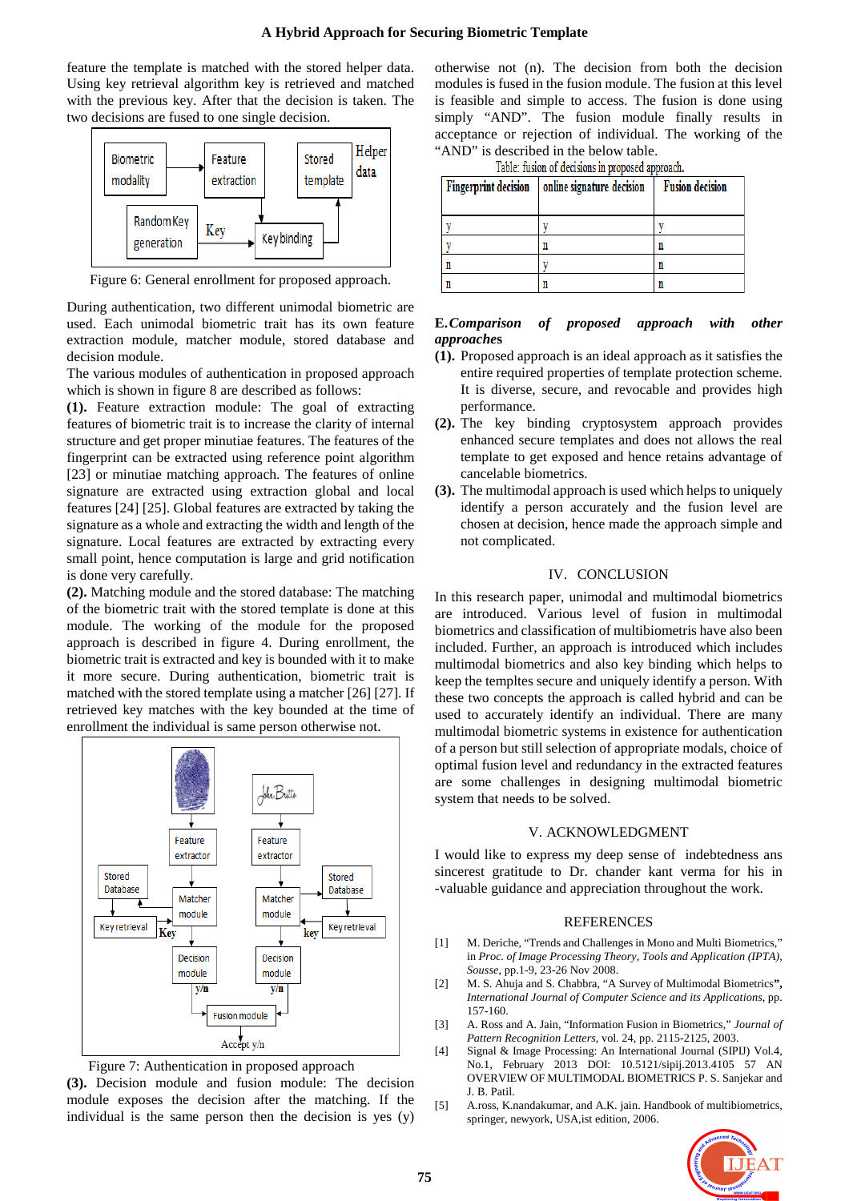feature the template is matched with the stored helper data. Using key retrieval algorithm key is retrieved and matched with the previous key. After that the decision is taken. The two decisions are fused to one single decision.

Figure 6: General enrollment for proposed approach.

During authentication, two different unimodal biometric are used. Each unimodal biometric trait has its own feature extraction module, matcher module, stored database and decision module.

The various modules of authentication in proposed approach which is shown in figure 8 are described as follows:

**(1).** Feature extraction module: The goal of extracting features of biometric trait is to increase the clarity of internal structure and get proper minutiae features. The features of the fingerprint can be extracted using reference point algorithm [23] or minutiae matching approach. The features of online signature are extracted using extraction global and local features [24] [25]. Global features are extracted by taking the signature as a whole and extracting the width and length of the signature. Local features are extracted by extracting every small point, hence computation is large and grid notification is done very carefully.

**(2).** Matching module and the stored database: The matching of the biometric trait with the stored template is done at this module. The working of the module for the proposed approach is described in figure 4. During enrollment, the biometric trait is extracted and key is bounded with it to make it more secure. During authentication, biometric trait is matched with the stored template using a matcher [26] [27]. If retrieved key matches with the key bounded at the time of enrollment the individual is same person otherwise not.

Figure 7: Authentication in proposed approach

**(3).** Decision module and fusion module: The decision module exposes the decision after the matching. If the individual is the same person then the decision is yes (y) otherwise not (n). The decision from both the decision modules is fused in the fusion module. The fusion at this level is feasible and simple to access. The fusion is done using simply "AND". The fusion module finally results in acceptance or rejection of individual. The working of the "AND" is described in the below table.

Table: fusion of decisions in proposed approach.

| Fingerprint decision | online signature decision | Fusion decision |
|---|---|---|
| y | y | y |
| y | n | n |
| n | y | n |
| n | n | n |

**E.** ***Comparison of proposed approach with other approaches***

**(1).** Proposed approach is an ideal approach as it satisfies the entire required properties of template protection scheme. It is diverse, secure, and revocable and provides high performance.

**(2).** The key binding cryptosystem approach provides enhanced secure templates and does not allows the real template to get exposed and hence retains advantage of cancelable biometrics.

**(3).** The multimodal approach is used which helps to uniquely identify a person accurately and the fusion level are chosen at decision, hence made the approach simple and not complicated.

## IV. CONCLUSION

In this research paper, unimodal and multimodal biometrics are introduced. Various level of fusion in multimodal biometrics and classification of multibiometris have also been included. Further, an approach is introduced which includes multimodal biometrics and also key binding which helps to keep the templtes secure and uniquely identify a person. With these two concepts the approach is called hybrid and can be used to accurately identify an individual. There are many multimodal biometric systems in existence for authentication of a person but still selection of appropriate modals, choice of optimal fusion level and redundancy in the extracted features are some challenges in designing multimodal biometric system that needs to be solved.

## V. ACKNOWLEDGMENT

I would like to express my deep sense of indebtedness ans sincerest gratitude to Dr. chander kant verma for his in -valuable guidance and appreciation throughout the work.

## REFERENCES

[1] M. Deriche, "Trends and Challenges in Mono and Multi Biometrics," in *Proc. of Image Processing Theory, Tools and Application (IPTA), Sousse*, pp.1-9, 23-26 Nov 2008.

[2] M. S. Ahuja and S. Chabbra, "A Survey of Multimodal Biometrics**"**, *International Journal of Computer Science and its Applications*, pp. 157-160.

[3] A. Ross and A. Jain, "Information Fusion in Biometrics," *Journal of Pattern Recognition Letters*, vol. 24, pp. 2115-2125, 2003.

[4] Signal & Image Processing: An International Journal (SIPIJ) Vol.4, No.1, February 2013 DOI: 10.5121/sipij.2013.4105 57 AN OVERVIEW OF MULTIMODAL BIOMETRICS P. S. Sanjekar and J. B. Patil.

[5] A.ross, K.nandakumar, and A.K. jain. Handbook of multibiometrics, springer, newyork, USA,ist edition, 2006.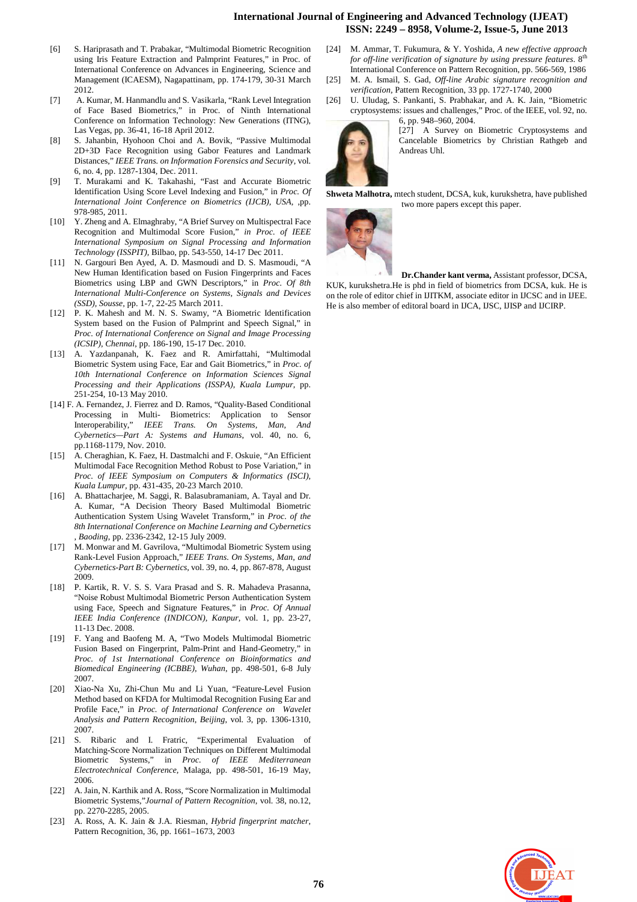[6] S. Hariprasath and T. Prabakar, "Multimodal Biometric Recognition using Iris Feature Extraction and Palmprint Features," in Proc. of International Conference on Advances in Engineering, Science and Management (ICAESM), Nagapattinam, pp. 174-179, 30-31 March 2012.

[7] A. Kumar, M. Hanmandlu and S. Vasikarla, "Rank Level Integration of Face Based Biometrics," in Proc. of Ninth International Conference on Information Technology: New Generations (ITNG), Las Vegas, pp. 36-41, 16-18 April 2012.

[8] S. Jahanbin, Hyohoon Choi and A. Bovik, "Passive Multimodal 2D+3D Face Recognition using Gabor Features and Landmark Distances," *IEEE Trans. on Information Forensics and Security*, vol. 6, no. 4, pp. 1287-1304, Dec. 2011.

[9] T. Murakami and K. Takahashi, "Fast and Accurate Biometric Identification Using Score Level Indexing and Fusion," in *Proc. Of International Joint Conference on Biometrics (IJCB), USA,* ,pp. 978-985, 2011.

[10] Y. Zheng and A. Elmaghraby, "A Brief Survey on Multispectral Face Recognition and Multimodal Score Fusion," *in Proc. of IEEE International Symposium on Signal Processing and Information Technology (ISSPIT)*, Bilbao, pp. 543-550, 14-17 Dec 2011.

[11] N. Gargouri Ben Ayed, A. D. Masmoudi and D. S. Masmoudi, "A New Human Identification based on Fusion Fingerprints and Faces Biometrics using LBP and GWN Descriptors," in *Proc. Of 8th International Multi-Conference on Systems, Signals and Devices (SSD), Sousse*, pp. 1-7, 22-25 March 2011.

[12] P. K. Mahesh and M. N. S. Swamy, "A Biometric Identification System based on the Fusion of Palmprint and Speech Signal," in *Proc. of International Conference on Signal and Image Processing (ICSIP), Chennai*, pp. 186-190, 15-17 Dec. 2010.

[13] A. Yazdanpanah, K. Faez and R. Amirfattahi, "Multimodal Biometric System using Face, Ear and Gait Biometrics," in *Proc. of 10th International Conference on Information Sciences Signal Processing and their Applications (ISSPA), Kuala Lumpur*, pp. 251-254, 10-13 May 2010.

[14] F. A. Fernandez, J. Fierrez and D. Ramos, "Quality-Based Conditional Processing in Multi- Biometrics: Application to Sensor Interoperability," *IEEE Trans. On Systems, Man, And Cybernetics—Part A: Systems and Humans*, vol. 40, no. 6, pp.1168-1179, Nov. 2010.

[15] A. Cheraghian, K. Faez, H. Dastmalchi and F. Oskuie, "An Efficient Multimodal Face Recognition Method Robust to Pose Variation," in *Proc. of IEEE Symposium on Computers & Informatics (ISCI), Kuala Lumpur*, pp. 431-435, 20-23 March 2010.

[16] A. Bhattacharjee, M. Saggi, R. Balasubramaniam, A. Tayal and Dr. A. Kumar, "A Decision Theory Based Multimodal Biometric Authentication System Using Wavelet Transform," in *Proc. of the 8th International Conference on Machine Learning and Cybernetics , Baoding*, pp. 2336-2342, 12-15 July 2009.

[17] M. Monwar and M. Gavrilova, "Multimodal Biometric System using Rank-Level Fusion Approach," *IEEE Trans. On Systems, Man, and Cybernetics-Part B: Cybernetics*, vol. 39, no. 4, pp. 867-878, August 2009.

[18] P. Kartik, R. V. S. S. Vara Prasad and S. R. Mahadeva Prasanna, "Noise Robust Multimodal Biometric Person Authentication System using Face, Speech and Signature Features," in *Proc. Of Annual IEEE India Conference (INDICON), Kanpur*, vol. 1, pp. 23-27, 11-13 Dec. 2008.

[19] F. Yang and Baofeng M. A, "Two Models Multimodal Biometric Fusion Based on Fingerprint, Palm-Print and Hand-Geometry," in *Proc. of 1st International Conference on Bioinformatics and Biomedical Engineering (ICBBE), Wuhan*, pp. 498-501, 6-8 July 2007.

[20] Xiao-Na Xu, Zhi-Chun Mu and Li Yuan, "Feature-Level Fusion Method based on KFDA for Multimodal Recognition Fusing Ear and Profile Face," in *Proc. of International Conference on Wavelet Analysis and Pattern Recognition, Beijing*, vol. 3, pp. 1306-1310, 2007.

[21] S. Ribaric and I. Fratric, "Experimental Evaluation of Matching-Score Normalization Techniques on Different Multimodal Biometric Systems," in *Proc. of IEEE Mediterranean Electrotechnical Conference*, Malaga, pp. 498-501, 16-19 May, 2006.

[22] A. Jain, N. Karthik and A. Ross, "Score Normalization in Multimodal Biometric Systems,"*Journal of Pattern Recognition*, vol. 38, no.12, pp. 2270-2285, 2005.

[23] A. Ross, A. K. Jain & J.A. Riesman, *Hybrid fingerprint matcher*, Pattern Recognition, 36, pp. 1661–1673, 2003

[24] M. Ammar, T. Fukumura, & Y. Yoshida, *A new effective approach for off-line verification of signature by using pressure features.* 8th International Conference on Pattern Recognition, pp. 566-569, 1986

[25] M. A. Ismail, S. Gad, *Off-line Arabic signature recognition and verification*, Pattern Recognition, 33 pp. 1727-1740, 2000

[26] U. Uludag, S. Pankanti, S. Prabhakar, and A. K. Jain, "Biometric cryptosystems: issues and challenges," Proc. of the IEEE, vol. 92, no. 6, pp. 948–960, 2004.

[27] A Survey on Biometric Cryptosystems and Cancelable Biometrics by Christian Rathgeb and Andreas Uhl.

**Shweta Malhotra,** mtech student, DCSA, kuk, kurukshetra, have published two more papers except this paper.

**Dr.Chander kant verma,** Assistant professor, DCSA, KUK, kurukshetra.He is phd in field of biometrics from DCSA, kuk. He is on the role of editor chief in IJITKM, associate editor in IJCSC and in IJEE. He is also member of editoral board in IJCA, IJSC, IJISP and IJCIRP.